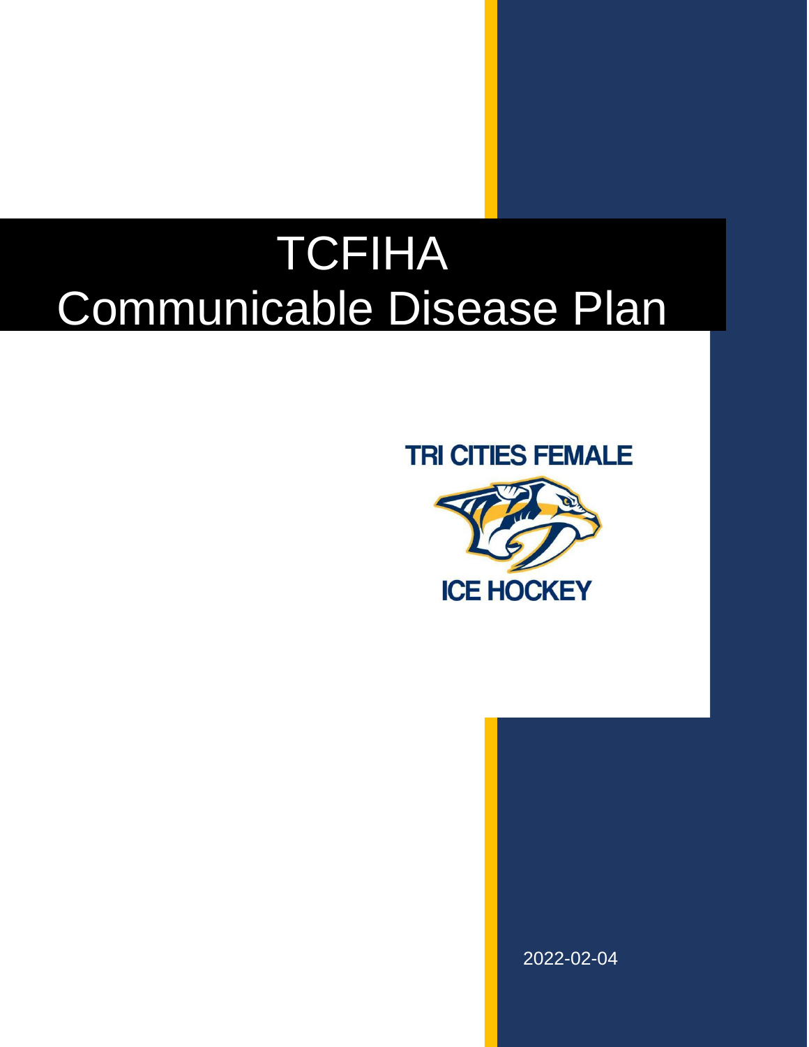# TCFIHA Communicable Disease Plan

TRI CITIES FEMALE

ICE HOCKEY

2022-02-04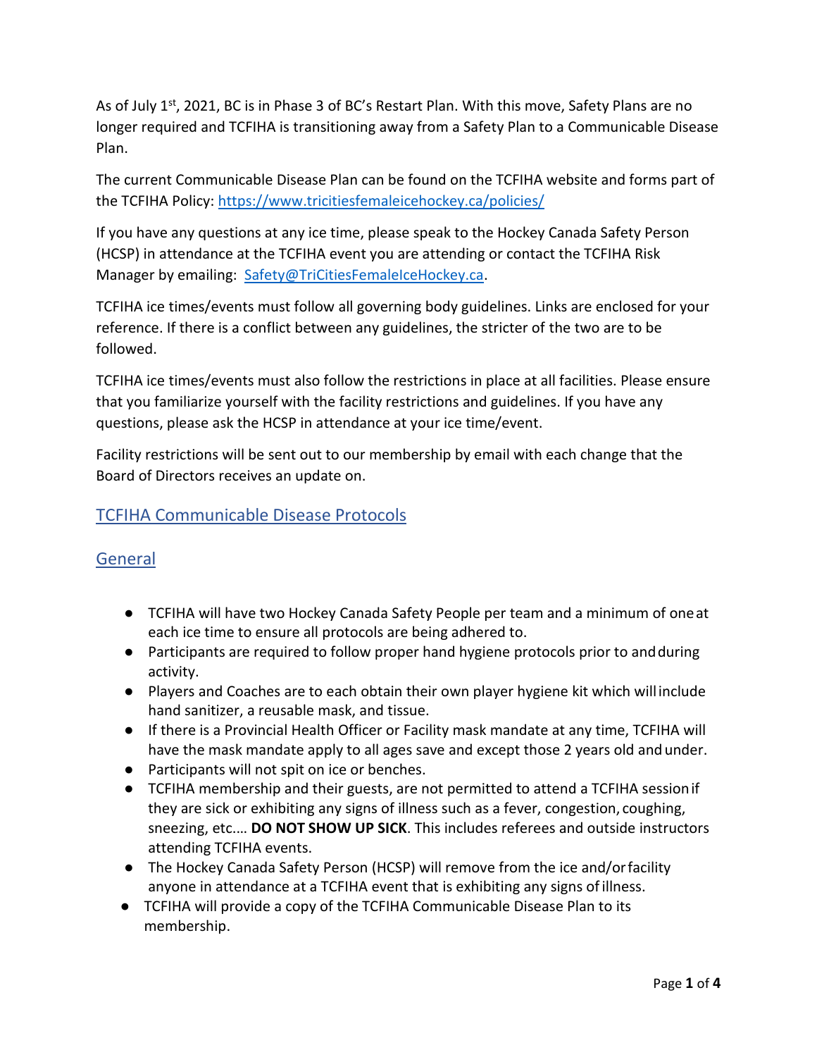As of July 1st, 2021, BC is in Phase 3 of BC's Restart Plan. With this move, Safety Plans are no longer required and TCFIHA is transitioning away from a Safety Plan to a Communicable Disease Plan.

The current Communicable Disease Plan can be found on the TCFIHA website and forms part of the TCFIHA Policy: https://www.tricitiesfemaleicehockey.ca/policies/

If you have any questions at any ice time, please speak to the Hockey Canada Safety Person (HCSP) in attendance at the TCFIHA event you are attending or contact the TCFIHA Risk Manager by emailing: Safety@TriCitiesFemaleIceHockey.ca.

TCFIHA ice times/events must follow all governing body guidelines. Links are enclosed for your reference. If there is a conflict between any guidelines, the stricter of the two are to be followed.

TCFIHA ice times/events must also follow the restrictions in place at all facilities. Please ensure that you familiarize yourself with the facility restrictions and guidelines. If you have any questions, please ask the HCSP in attendance at your ice time/event.

Facility restrictions will be sent out to our membership by email with each change that the Board of Directors receives an update on.

## TCFIHA Communicable Disease Protocols

### General

- TCFIHA will have two Hockey Canada Safety People per team and a minimum of one at each ice time to ensure all protocols are being adhered to.
- Participants are required to follow proper hand hygiene protocols prior to and during activity.
- Players and Coaches are to each obtain their own player hygiene kit which will include hand sanitizer, a reusable mask, and tissue.
- If there is a Provincial Health Officer or Facility mask mandate at any time, TCFIHA will have the mask mandate apply to all ages save and except those 2 years old and under.
- Participants will not spit on ice or benches.
- TCFIHA membership and their guests, are not permitted to attend a TCFIHA session if they are sick or exhibiting any signs of illness such as a fever, congestion, coughing, sneezing, etc.… **DO NOT SHOW UP SICK**. This includes referees and outside instructors attending TCFIHA events.
- The Hockey Canada Safety Person (HCSP) will remove from the ice and/or facility anyone in attendance at a TCFIHA event that is exhibiting any signs of illness.
- TCFIHA will provide a copy of the TCFIHA Communicable Disease Plan to its membership.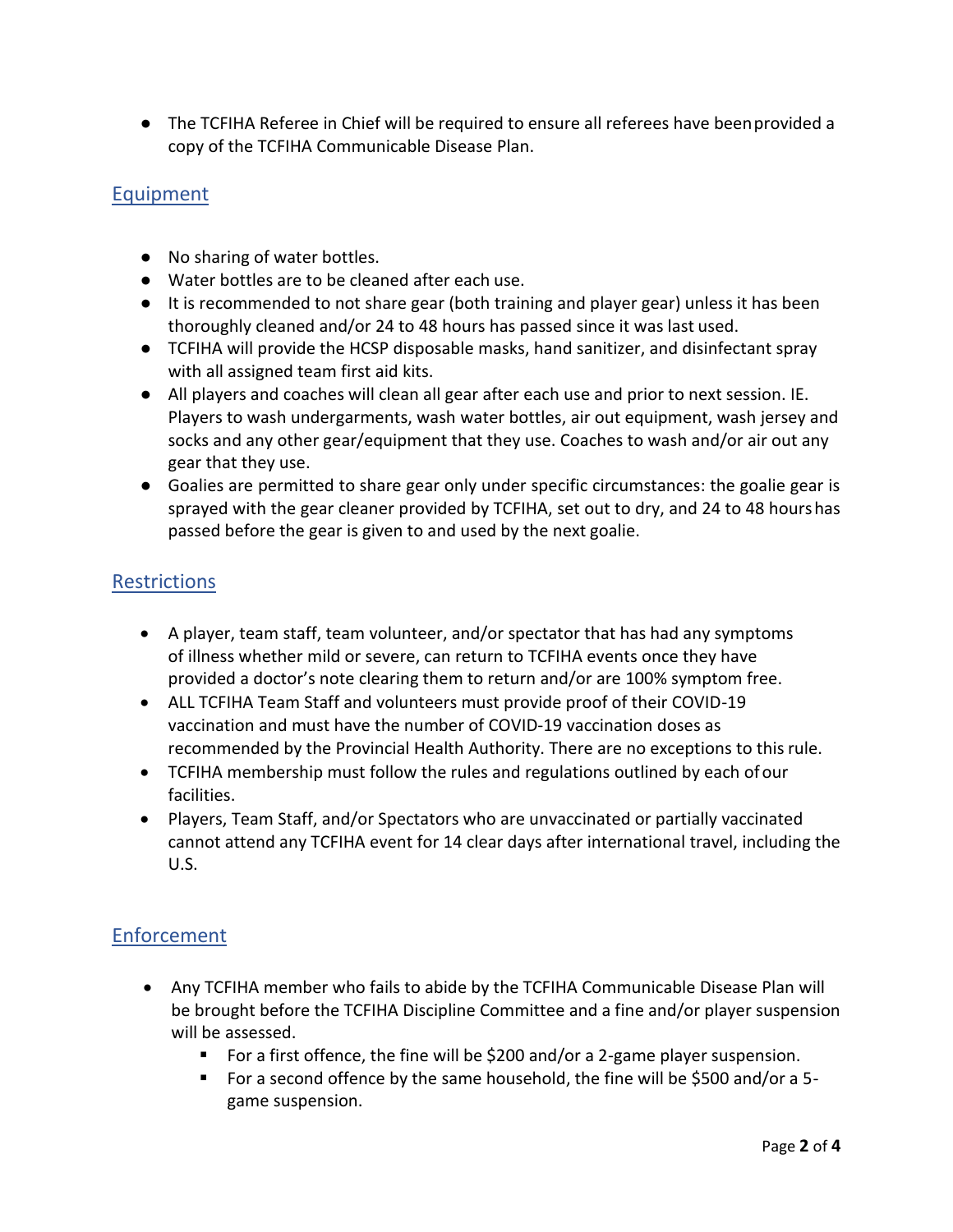- The TCFIHA Referee in Chief will be required to ensure all referees have been provided a copy of the TCFIHA Communicable Disease Plan.

## Equipment

- No sharing of water bottles.
- Water bottles are to be cleaned after each use.
- It is recommended to not share gear (both training and player gear) unless it has been thoroughly cleaned and/or 24 to 48 hours has passed since it was last used.
- TCFIHA will provide the HCSP disposable masks, hand sanitizer, and disinfectant spray with all assigned team first aid kits.
- All players and coaches will clean all gear after each use and prior to next session. IE. Players to wash undergarments, wash water bottles, air out equipment, wash jersey and socks and any other gear/equipment that they use. Coaches to wash and/or air out any gear that they use.
- Goalies are permitted to share gear only under specific circumstances: the goalie gear is sprayed with the gear cleaner provided by TCFIHA, set out to dry, and 24 to 48 hours has passed before the gear is given to and used by the next goalie.

## Restrictions

- A player, team staff, team volunteer, and/or spectator that has had any symptoms of illness whether mild or severe, can return to TCFIHA events once they have provided a doctor's note clearing them to return and/or are 100% symptom free.
- ALL TCFIHA Team Staff and volunteers must provide proof of their COVID-19 vaccination and must have the number of COVID-19 vaccination doses as recommended by the Provincial Health Authority. There are no exceptions to this rule.
- TCFIHA membership must follow the rules and regulations outlined by each of our facilities.
- Players, Team Staff, and/or Spectators who are unvaccinated or partially vaccinated cannot attend any TCFIHA event for 14 clear days after international travel, including the U.S.

## Enforcement

- Any TCFIHA member who fails to abide by the TCFIHA Communicable Disease Plan will be brought before the TCFIHA Discipline Committee and a fine and/or player suspension will be assessed.
  - For a first offence, the fine will be $200 and/or a 2-game player suspension.
  - For a second offence by the same household, the fine will be $500 and/or a 5-game suspension.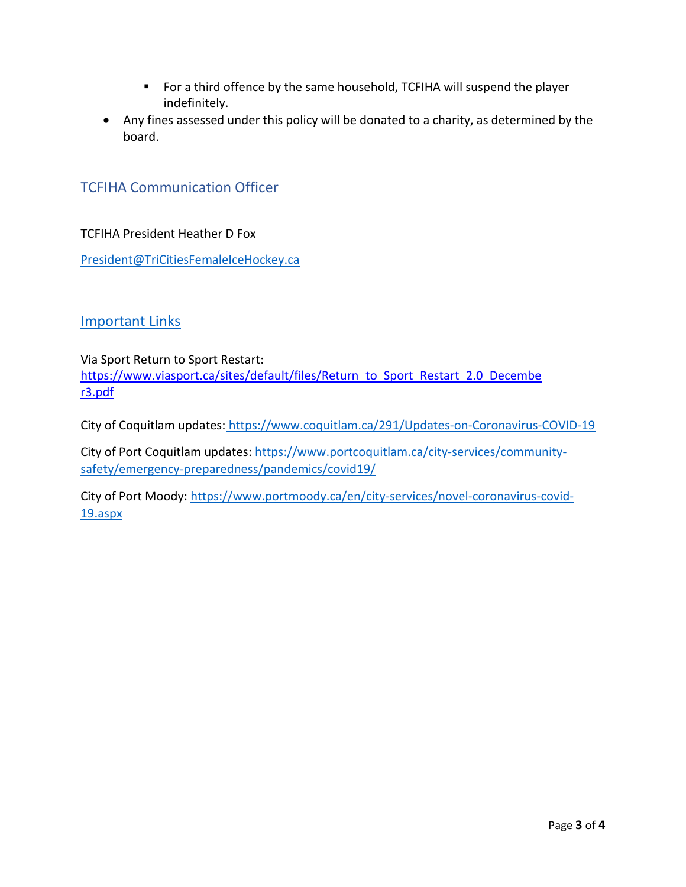- For a third offence by the same household, TCFIHA will suspend the player indefinitely.
- Any fines assessed under this policy will be donated to a charity, as determined by the board.

## TCFIHA Communication Officer

TCFIHA President Heather D Fox

President@TriCitiesFemaleIceHockey.ca

## Important Links

Via Sport Return to Sport Restart:
https://www.viasport.ca/sites/default/files/Return_to_Sport_Restart_2.0_December3.pdf

City of Coquitlam updates: https://www.coquitlam.ca/291/Updates-on-Coronavirus-COVID-19

City of Port Coquitlam updates: https://www.portcoquitlam.ca/city-services/community-safety/emergency-preparedness/pandemics/covid19/

City of Port Moody: https://www.portmoody.ca/en/city-services/novel-coronavirus-covid-19.aspx